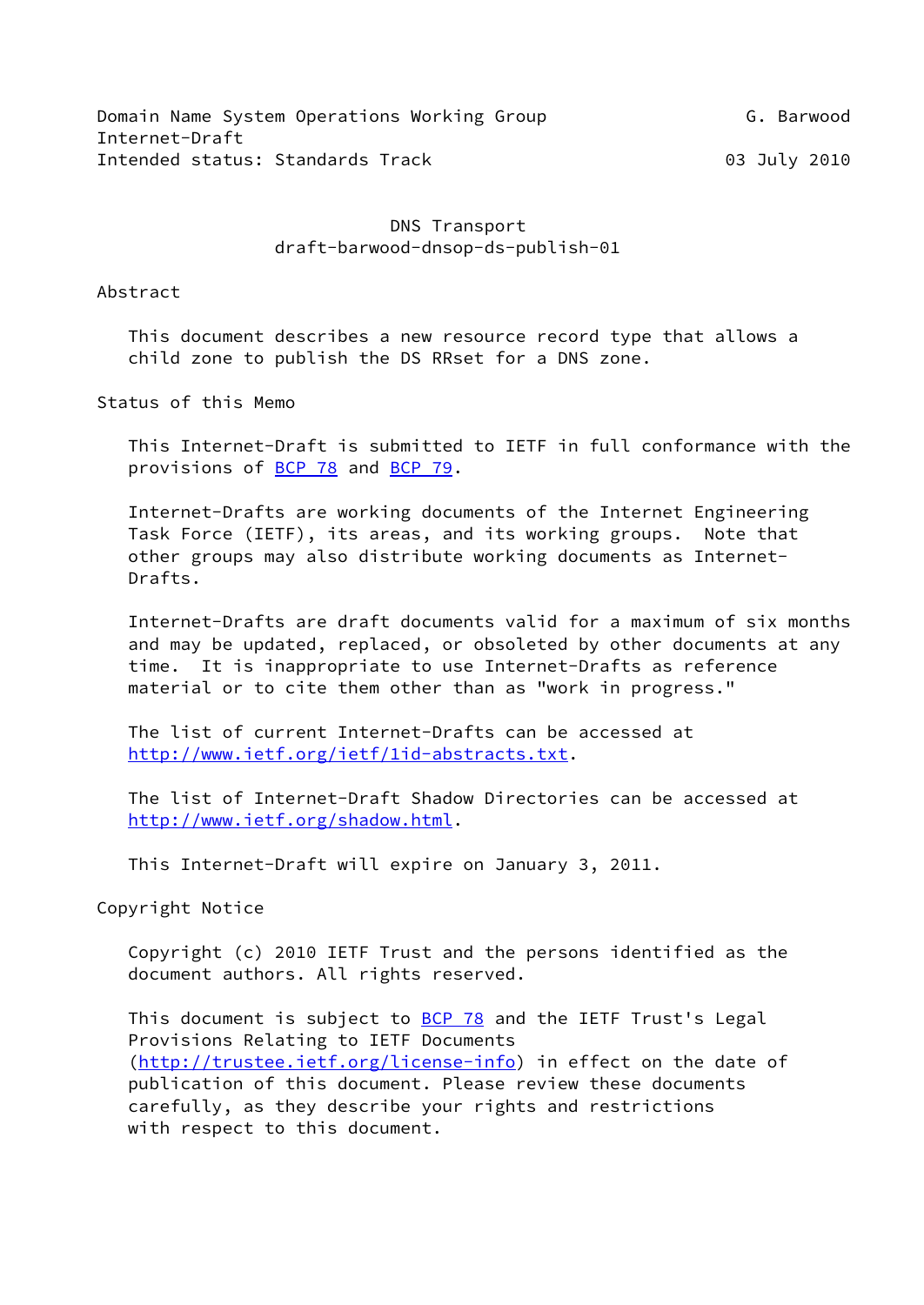Domain Name System Operations Working Group G. Barwood
Internet-Draft
Intended status: Standards Track 03 July 2010

# DNS Transport
## draft-barwood-dnsop-ds-publish-01

## Abstract

This document describes a new resource record type that allows a child zone to publish the DS RRset for a DNS zone.

## Status of this Memo

This Internet-Draft is submitted to IETF in full conformance with the provisions of BCP 78 and BCP 79.

Internet-Drafts are working documents of the Internet Engineering Task Force (IETF), its areas, and its working groups. Note that other groups may also distribute working documents as Internet-Drafts.

Internet-Drafts are draft documents valid for a maximum of six months and may be updated, replaced, or obsoleted by other documents at any time. It is inappropriate to use Internet-Drafts as reference material or to cite them other than as "work in progress."

The list of current Internet-Drafts can be accessed at http://www.ietf.org/ietf/1id-abstracts.txt.

The list of Internet-Draft Shadow Directories can be accessed at http://www.ietf.org/shadow.html.

This Internet-Draft will expire on January 3, 2011.

## Copyright Notice

Copyright (c) 2010 IETF Trust and the persons identified as the document authors. All rights reserved.

This document is subject to BCP 78 and the IETF Trust's Legal Provisions Relating to IETF Documents (http://trustee.ietf.org/license-info) in effect on the date of publication of this document. Please review these documents carefully, as they describe your rights and restrictions with respect to this document.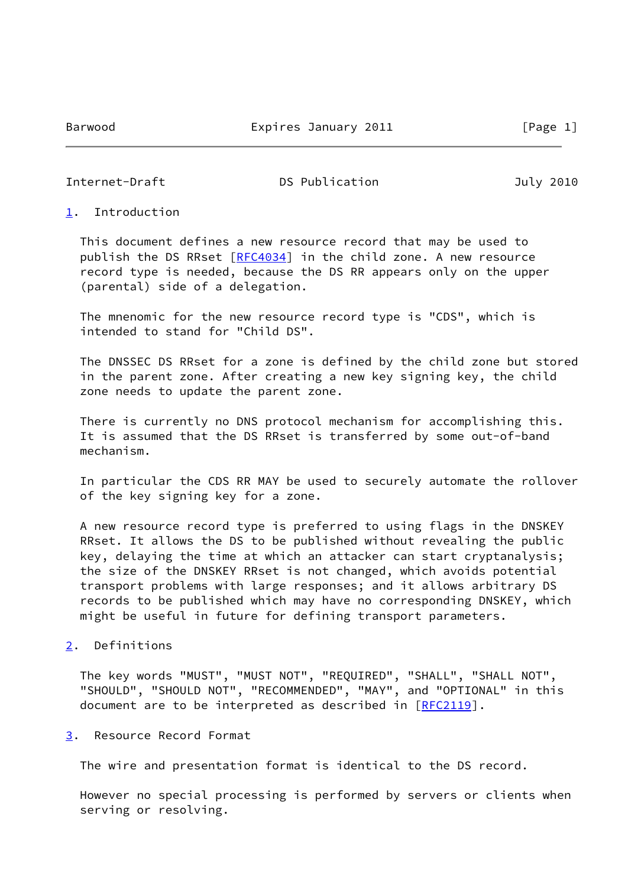## 1. Introduction

This document defines a new resource record that may be used to publish the DS RRset [RFC4034] in the child zone. A new resource record type is needed, because the DS RR appears only on the upper (parental) side of a delegation.

The mnenomic for the new resource record type is "CDS", which is intended to stand for "Child DS".

The DNSSEC DS RRset for a zone is defined by the child zone but stored in the parent zone. After creating a new key signing key, the child zone needs to update the parent zone.

There is currently no DNS protocol mechanism for accomplishing this. It is assumed that the DS RRset is transferred by some out-of-band mechanism.

In particular the CDS RR MAY be used to securely automate the rollover of the key signing key for a zone.

A new resource record type is preferred to using flags in the DNSKEY RRset. It allows the DS to be published without revealing the public key, delaying the time at which an attacker can start cryptanalysis; the size of the DNSKEY RRset is not changed, which avoids potential transport problems with large responses; and it allows arbitrary DS records to be published which may have no corresponding DNSKEY, which might be useful in future for defining transport parameters.

## 2. Definitions

The key words "MUST", "MUST NOT", "REQUIRED", "SHALL", "SHALL NOT", "SHOULD", "SHOULD NOT", "RECOMMENDED", "MAY", and "OPTIONAL" in this document are to be interpreted as described in [RFC2119].

## 3. Resource Record Format

The wire and presentation format is identical to the DS record.

However no special processing is performed by servers or clients when serving or resolving.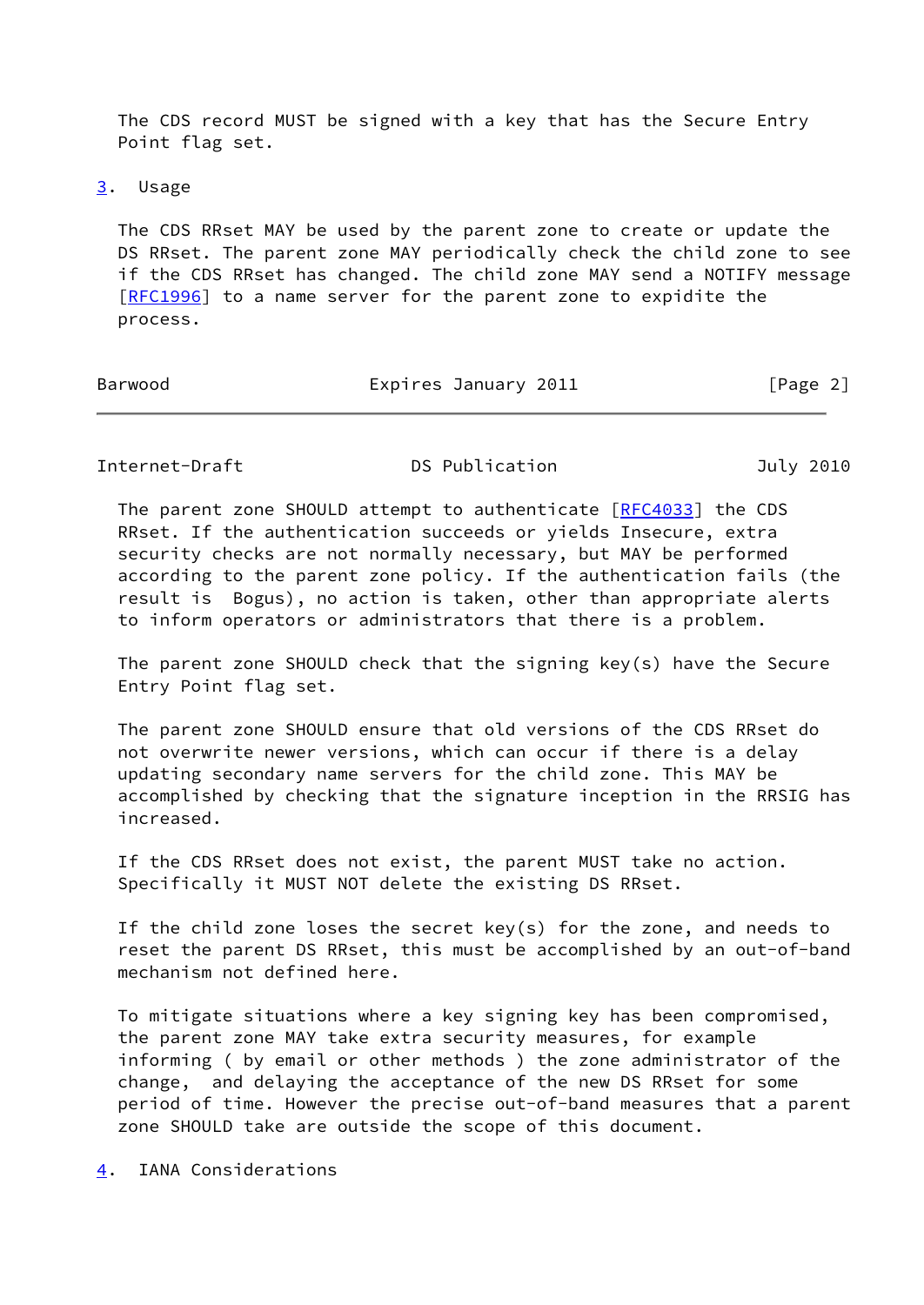The CDS record MUST be signed with a key that has the Secure Entry Point flag set.

## 3. Usage

The CDS RRset MAY be used by the parent zone to create or update the DS RRset. The parent zone MAY periodically check the child zone to see if the CDS RRset has changed. The child zone MAY send a NOTIFY message [RFC1996] to a name server for the parent zone to expidite the process.

The parent zone SHOULD attempt to authenticate [RFC4033] the CDS RRset. If the authentication succeeds or yields Insecure, extra security checks are not normally necessary, but MAY be performed according to the parent zone policy. If the authentication fails (the result is Bogus), no action is taken, other than appropriate alerts to inform operators or administrators that there is a problem.

The parent zone SHOULD check that the signing key(s) have the Secure Entry Point flag set.

The parent zone SHOULD ensure that old versions of the CDS RRset do not overwrite newer versions, which can occur if there is a delay updating secondary name servers for the child zone. This MAY be accomplished by checking that the signature inception in the RRSIG has increased.

If the CDS RRset does not exist, the parent MUST take no action. Specifically it MUST NOT delete the existing DS RRset.

If the child zone loses the secret key(s) for the zone, and needs to reset the parent DS RRset, this must be accomplished by an out-of-band mechanism not defined here.

To mitigate situations where a key signing key has been compromised, the parent zone MAY take extra security measures, for example informing ( by email or other methods ) the zone administrator of the change, and delaying the acceptance of the new DS RRset for some period of time. However the precise out-of-band measures that a parent zone SHOULD take are outside the scope of this document.

## 4. IANA Considerations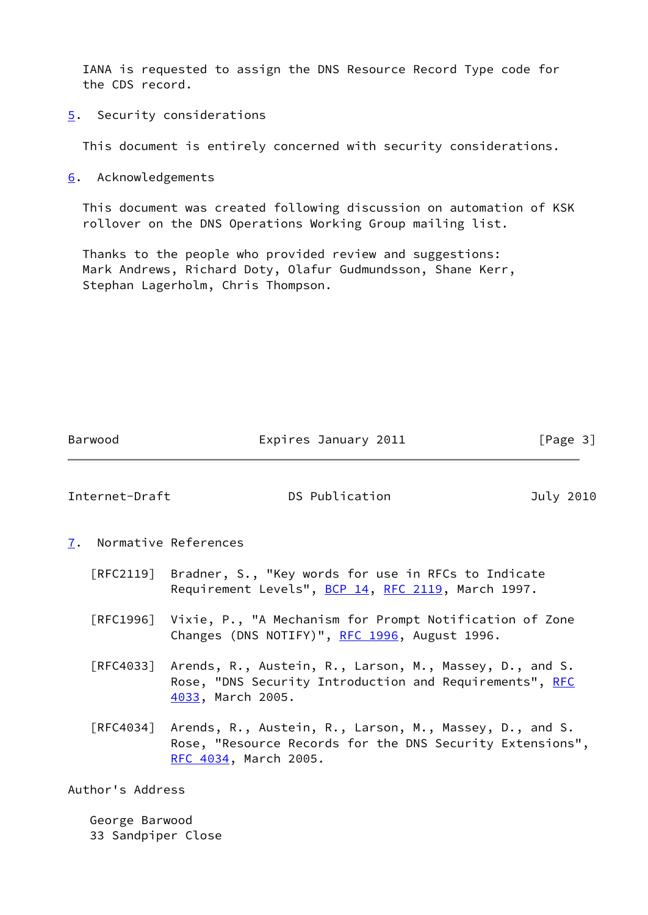IANA is requested to assign the DNS Resource Record Type code for the CDS record.

## 5. Security considerations

This document is entirely concerned with security considerations.

## 6. Acknowledgements

This document was created following discussion on automation of KSK rollover on the DNS Operations Working Group mailing list.

Thanks to the people who provided review and suggestions: Mark Andrews, Richard Doty, Olafur Gudmundsson, Shane Kerr, Stephan Lagerholm, Chris Thompson.

## 7. Normative References

[RFC2119] Bradner, S., "Key words for use in RFCs to Indicate Requirement Levels", BCP 14, RFC 2119, March 1997.

[RFC1996] Vixie, P., "A Mechanism for Prompt Notification of Zone Changes (DNS NOTIFY)", RFC 1996, August 1996.

[RFC4033] Arends, R., Austein, R., Larson, M., Massey, D., and S. Rose, "DNS Security Introduction and Requirements", RFC 4033, March 2005.

[RFC4034] Arends, R., Austein, R., Larson, M., Massey, D., and S. Rose, "Resource Records for the DNS Security Extensions", RFC 4034, March 2005.

## Author's Address

George Barwood
33 Sandpiper Close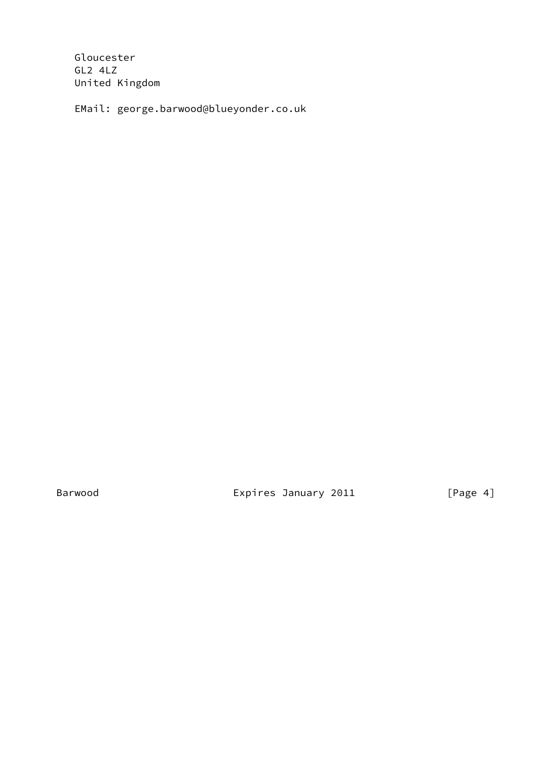Gloucester
GL2 4LZ
United Kingdom

EMail: george.barwood@blueyonder.co.uk